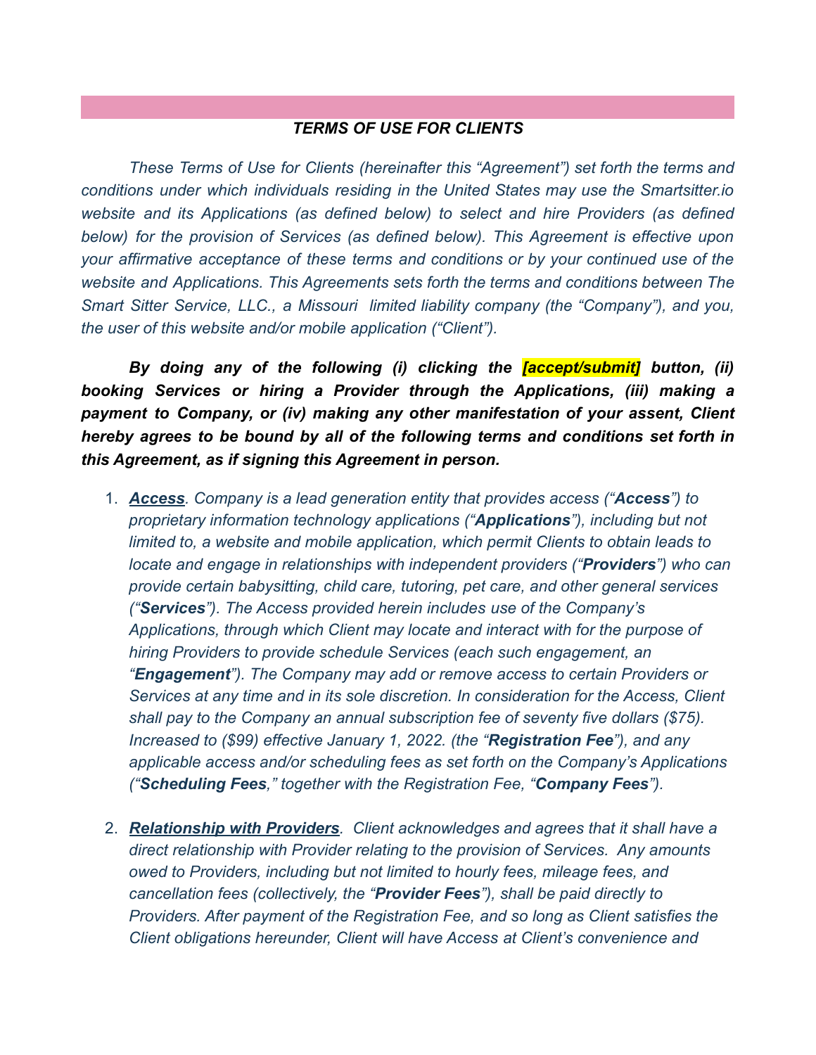## *TERMS OF USE FOR CLIENTS*

*These Terms of Use for Clients (hereinafter this "Agreement") set forth the terms and conditions under which individuals residing in the United States may use the Smartsitter.io website and its Applications (as defined below) to select and hire Providers (as defined below) for the provision of Services (as defined below). This Agreement is effective upon your affirmative acceptance of these terms and conditions or by your continued use of the website and Applications. This Agreements sets forth the terms and conditions between The Smart Sitter Service, LLC., a Missouri limited liability company (the "Company"), and you, the user of this website and/or mobile application ("Client").*

***By doing any of the following (i) clicking the [accept/submit] button, (ii) booking Services or hiring a Provider through the Applications, (iii) making a payment to Company, or (iv) making any other manifestation of your assent, Client hereby agrees to be bound by all of the following terms and conditions set forth in this Agreement, as if signing this Agreement in person.***

1. ***Access****. Company is a lead generation entity that provides access ("**Access**") to proprietary information technology applications ("**Applications**"), including but not limited to, a website and mobile application, which permit Clients to obtain leads to locate and engage in relationships with independent providers ("**Providers**") who can provide certain babysitting, child care, tutoring, pet care, and other general services ("**Services**"). The Access provided herein includes use of the Company's Applications, through which Client may locate and interact with for the purpose of hiring Providers to provide schedule Services (each such engagement, an "**Engagement**"). The Company may add or remove access to certain Providers or Services at any time and in its sole discretion. In consideration for the Access, Client shall pay to the Company an annual subscription fee of seventy five dollars ($75). Increased to ($99) effective January 1, 2022. (the "**Registration Fee**"), and any applicable access and/or scheduling fees as set forth on the Company's Applications ("**Scheduling Fees**," together with the Registration Fee, "**Company Fees**").*

2. ***Relationship with Providers****. Client acknowledges and agrees that it shall have a direct relationship with Provider relating to the provision of Services. Any amounts owed to Providers, including but not limited to hourly fees, mileage fees, and cancellation fees (collectively, the "**Provider Fees**"), shall be paid directly to Providers. After payment of the Registration Fee, and so long as Client satisfies the Client obligations hereunder, Client will have Access at Client's convenience and*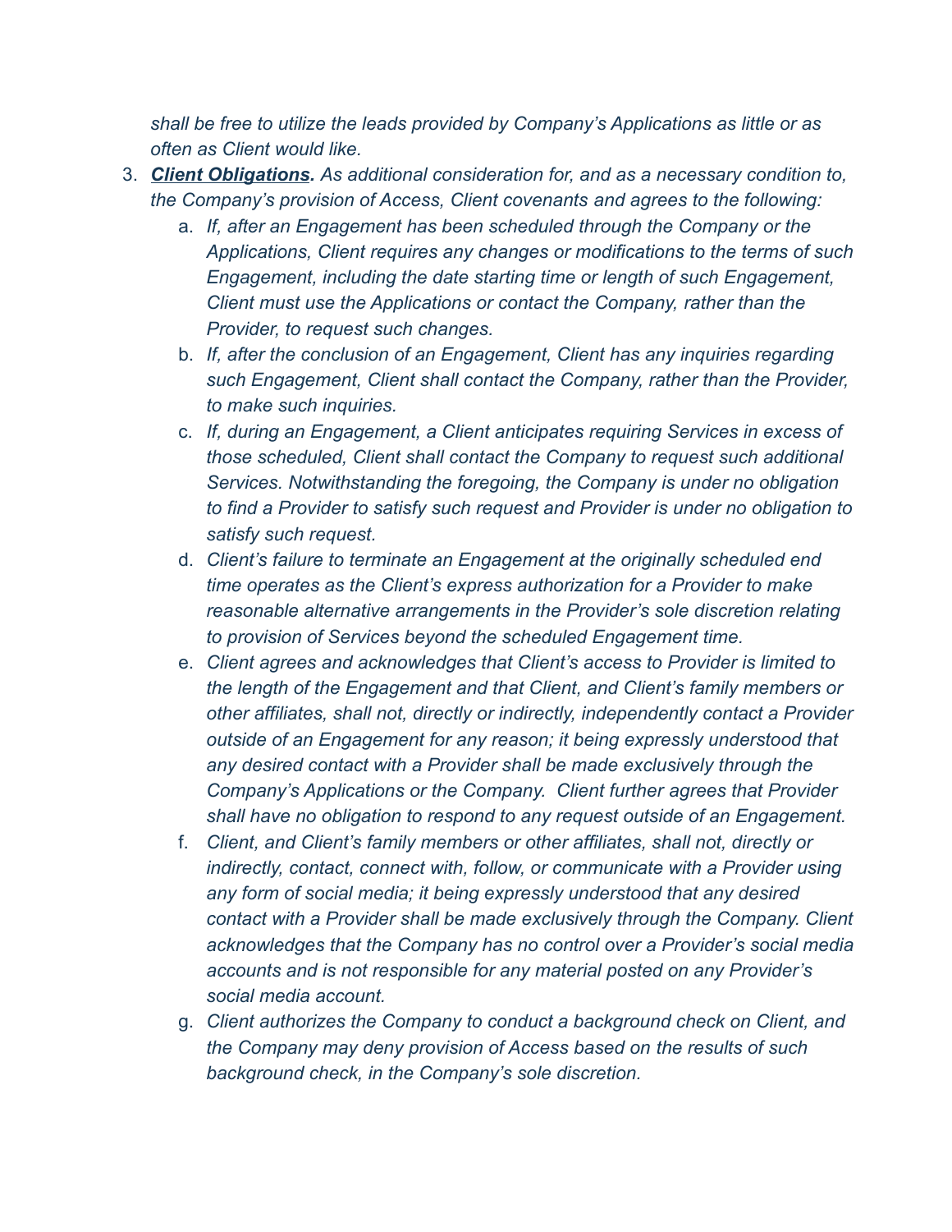*shall be free to utilize the leads provided by Company's Applications as little or as often as Client would like.*

3. ***Client Obligations.*** *As additional consideration for, and as a necessary condition to, the Company's provision of Access, Client covenants and agrees to the following:*
   a. *If, after an Engagement has been scheduled through the Company or the Applications, Client requires any changes or modifications to the terms of such Engagement, including the date starting time or length of such Engagement, Client must use the Applications or contact the Company, rather than the Provider, to request such changes.*
   b. *If, after the conclusion of an Engagement, Client has any inquiries regarding such Engagement, Client shall contact the Company, rather than the Provider, to make such inquiries.*
   c. *If, during an Engagement, a Client anticipates requiring Services in excess of those scheduled, Client shall contact the Company to request such additional Services. Notwithstanding the foregoing, the Company is under no obligation to find a Provider to satisfy such request and Provider is under no obligation to satisfy such request.*
   d. *Client's failure to terminate an Engagement at the originally scheduled end time operates as the Client's express authorization for a Provider to make reasonable alternative arrangements in the Provider's sole discretion relating to provision of Services beyond the scheduled Engagement time.*
   e. *Client agrees and acknowledges that Client's access to Provider is limited to the length of the Engagement and that Client, and Client's family members or other affiliates, shall not, directly or indirectly, independently contact a Provider outside of an Engagement for any reason; it being expressly understood that any desired contact with a Provider shall be made exclusively through the Company's Applications or the Company. Client further agrees that Provider shall have no obligation to respond to any request outside of an Engagement.*
   f. *Client, and Client's family members or other affiliates, shall not, directly or indirectly, contact, connect with, follow, or communicate with a Provider using any form of social media; it being expressly understood that any desired contact with a Provider shall be made exclusively through the Company. Client acknowledges that the Company has no control over a Provider's social media accounts and is not responsible for any material posted on any Provider's social media account.*
   g. *Client authorizes the Company to conduct a background check on Client, and the Company may deny provision of Access based on the results of such background check, in the Company's sole discretion.*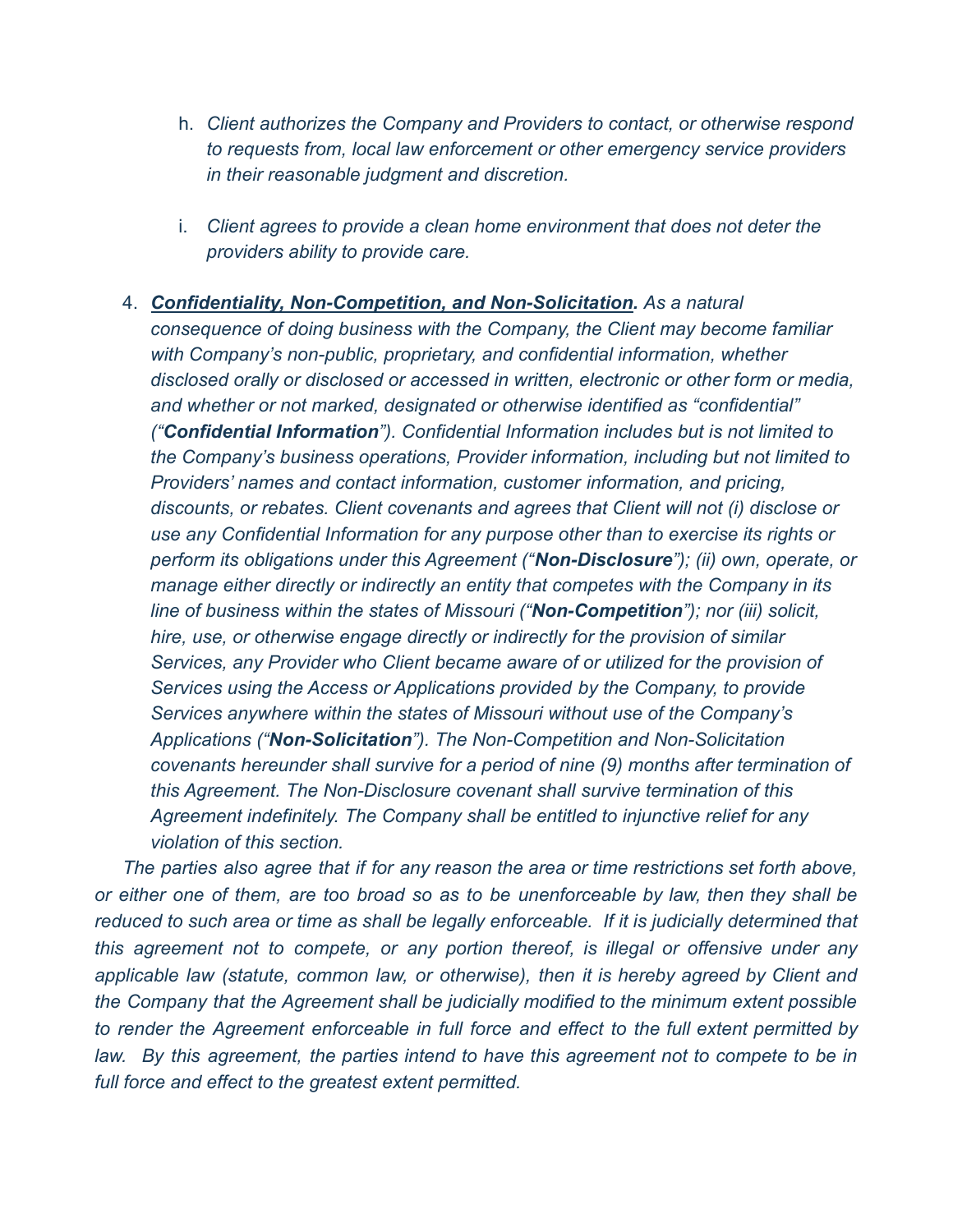h. *Client authorizes the Company and Providers to contact, or otherwise respond to requests from, local law enforcement or other emergency service providers in their reasonable judgment and discretion.*

i. *Client agrees to provide a clean home environment that does not deter the providers ability to provide care.*

4. ***<u>Confidentiality, Non-Competition, and Non-Solicitation</u>.*** *As a natural consequence of doing business with the Company, the Client may become familiar with Company's non-public, proprietary, and confidential information, whether disclosed orally or disclosed or accessed in written, electronic or other form or media, and whether or not marked, designated or otherwise identified as "confidential" ("**Confidential Information**"). Confidential Information includes but is not limited to the Company's business operations, Provider information, including but not limited to Providers' names and contact information, customer information, and pricing, discounts, or rebates. Client covenants and agrees that Client will not (i) disclose or use any Confidential Information for any purpose other than to exercise its rights or perform its obligations under this Agreement ("**Non-Disclosure**"); (ii) own, operate, or manage either directly or indirectly an entity that competes with the Company in its line of business within the states of Missouri ("**Non-Competition**"); nor (iii) solicit, hire, use, or otherwise engage directly or indirectly for the provision of similar Services, any Provider who Client became aware of or utilized for the provision of Services using the Access or Applications provided by the Company, to provide Services anywhere within the states of Missouri without use of the Company's Applications ("**Non-Solicitation**"). The Non-Competition and Non-Solicitation covenants hereunder shall survive for a period of nine (9) months after termination of this Agreement. The Non-Disclosure covenant shall survive termination of this Agreement indefinitely. The Company shall be entitled to injunctive relief for any violation of this section.*

*The parties also agree that if for any reason the area or time restrictions set forth above, or either one of them, are too broad so as to be unenforceable by law, then they shall be reduced to such area or time as shall be legally enforceable. If it is judicially determined that this agreement not to compete, or any portion thereof, is illegal or offensive under any applicable law (statute, common law, or otherwise), then it is hereby agreed by Client and the Company that the Agreement shall be judicially modified to the minimum extent possible to render the Agreement enforceable in full force and effect to the full extent permitted by law. By this agreement, the parties intend to have this agreement not to compete to be in full force and effect to the greatest extent permitted.*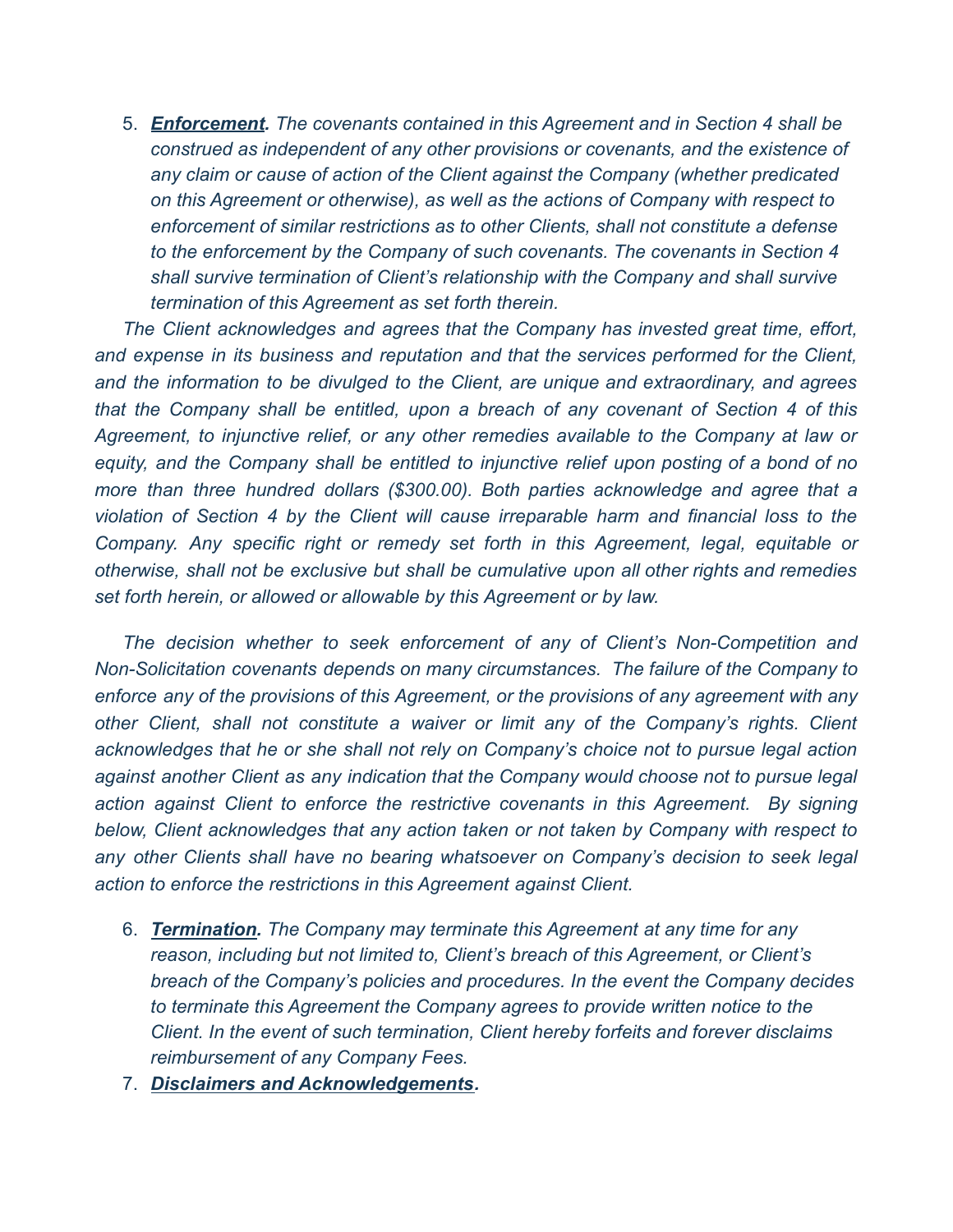5. ***Enforcement.*** *The covenants contained in this Agreement and in Section 4 shall be construed as independent of any other provisions or covenants, and the existence of any claim or cause of action of the Client against the Company (whether predicated on this Agreement or otherwise), as well as the actions of Company with respect to enforcement of similar restrictions as to other Clients, shall not constitute a defense to the enforcement by the Company of such covenants. The covenants in Section 4 shall survive termination of Client's relationship with the Company and shall survive termination of this Agreement as set forth therein.*

*The Client acknowledges and agrees that the Company has invested great time, effort, and expense in its business and reputation and that the services performed for the Client, and the information to be divulged to the Client, are unique and extraordinary, and agrees that the Company shall be entitled, upon a breach of any covenant of Section 4 of this Agreement, to injunctive relief, or any other remedies available to the Company at law or equity, and the Company shall be entitled to injunctive relief upon posting of a bond of no more than three hundred dollars ($300.00). Both parties acknowledge and agree that a violation of Section 4 by the Client will cause irreparable harm and financial loss to the Company. Any specific right or remedy set forth in this Agreement, legal, equitable or otherwise, shall not be exclusive but shall be cumulative upon all other rights and remedies set forth herein, or allowed or allowable by this Agreement or by law.*

*The decision whether to seek enforcement of any of Client's Non-Competition and Non-Solicitation covenants depends on many circumstances. The failure of the Company to enforce any of the provisions of this Agreement, or the provisions of any agreement with any other Client, shall not constitute a waiver or limit any of the Company's rights. Client acknowledges that he or she shall not rely on Company's choice not to pursue legal action against another Client as any indication that the Company would choose not to pursue legal action against Client to enforce the restrictive covenants in this Agreement. By signing below, Client acknowledges that any action taken or not taken by Company with respect to any other Clients shall have no bearing whatsoever on Company's decision to seek legal action to enforce the restrictions in this Agreement against Client.*

6. ***Termination.*** *The Company may terminate this Agreement at any time for any reason, including but not limited to, Client's breach of this Agreement, or Client's breach of the Company's policies and procedures. In the event the Company decides to terminate this Agreement the Company agrees to provide written notice to the Client. In the event of such termination, Client hereby forfeits and forever disclaims reimbursement of any Company Fees.*
7. ***Disclaimers and Acknowledgements.***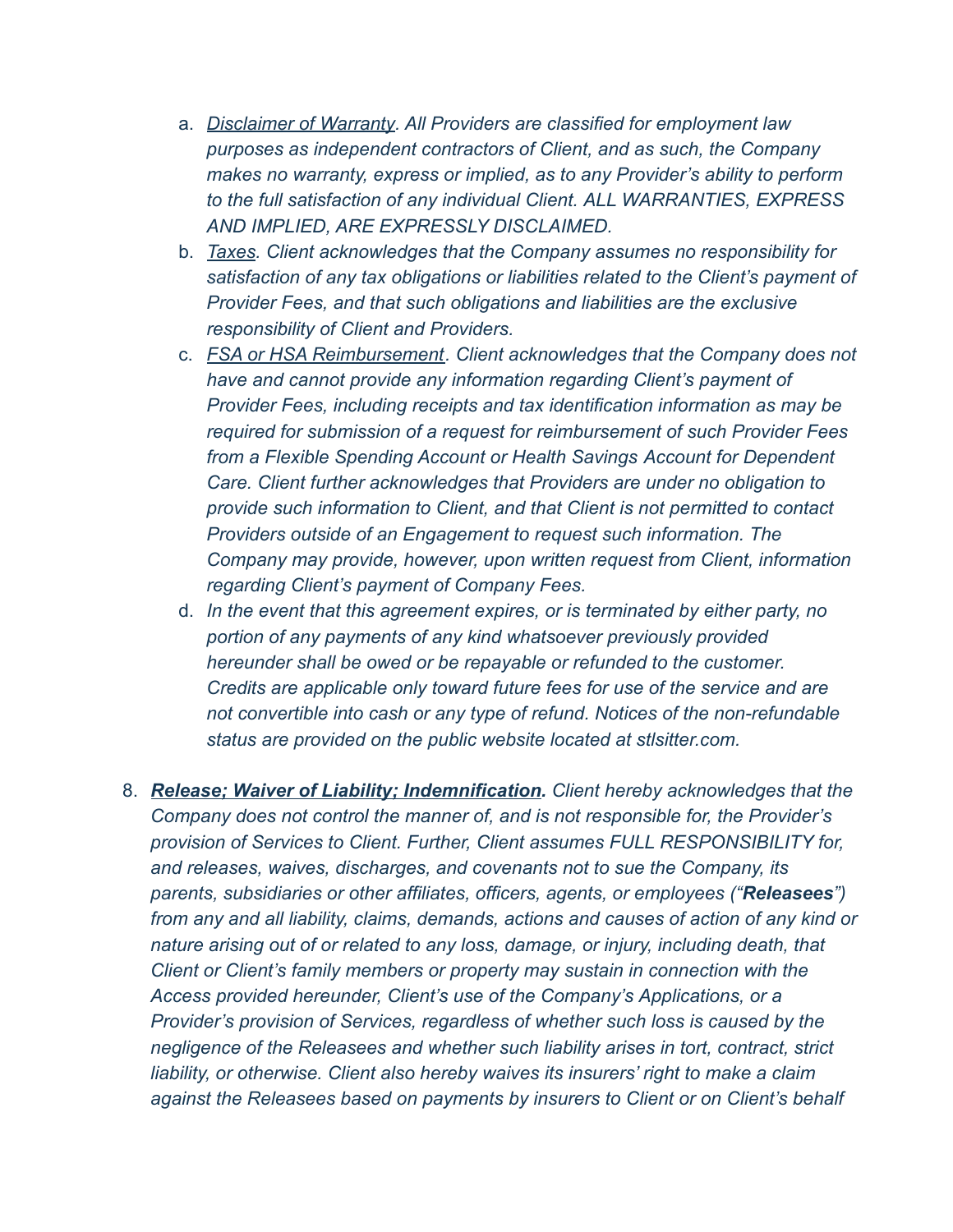a. *<u>Disclaimer of Warranty</u>. All Providers are classified for employment law purposes as independent contractors of Client, and as such, the Company makes no warranty, express or implied, as to any Provider's ability to perform to the full satisfaction of any individual Client. ALL WARRANTIES, EXPRESS AND IMPLIED, ARE EXPRESSLY DISCLAIMED.*

b. *<u>Taxes</u>. Client acknowledges that the Company assumes no responsibility for satisfaction of any tax obligations or liabilities related to the Client's payment of Provider Fees, and that such obligations and liabilities are the exclusive responsibility of Client and Providers.*

c. *<u>FSA or HSA Reimbursement</u>. Client acknowledges that the Company does not have and cannot provide any information regarding Client's payment of Provider Fees, including receipts and tax identification information as may be required for submission of a request for reimbursement of such Provider Fees from a Flexible Spending Account or Health Savings Account for Dependent Care. Client further acknowledges that Providers are under no obligation to provide such information to Client, and that Client is not permitted to contact Providers outside of an Engagement to request such information. The Company may provide, however, upon written request from Client, information regarding Client's payment of Company Fees.*

d. *In the event that this agreement expires, or is terminated by either party, no portion of any payments of any kind whatsoever previously provided hereunder shall be owed or be repayable or refunded to the customer. Credits are applicable only toward future fees for use of the service and are not convertible into cash or any type of refund. Notices of the non-refundable status are provided on the public website located at stlsitter.com.*

8. ***<u>Release; Waiver of Liability; Indemnification</u>.*** *Client hereby acknowledges that the Company does not control the manner of, and is not responsible for, the Provider's provision of Services to Client. Further, Client assumes FULL RESPONSIBILITY for, and releases, waives, discharges, and covenants not to sue the Company, its parents, subsidiaries or other affiliates, officers, agents, or employees ("**Releasees**") from any and all liability, claims, demands, actions and causes of action of any kind or nature arising out of or related to any loss, damage, or injury, including death, that Client or Client's family members or property may sustain in connection with the Access provided hereunder, Client's use of the Company's Applications, or a Provider's provision of Services, regardless of whether such loss is caused by the negligence of the Releasees and whether such liability arises in tort, contract, strict liability, or otherwise. Client also hereby waives its insurers' right to make a claim against the Releasees based on payments by insurers to Client or on Client's behalf*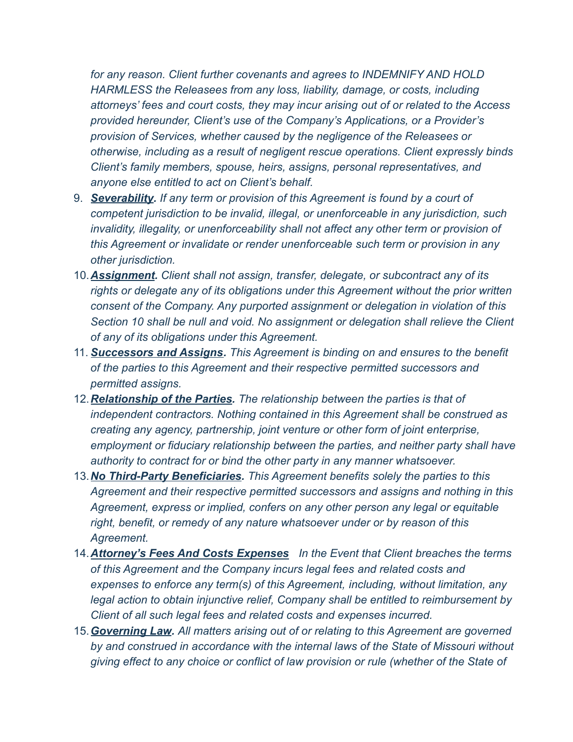*for any reason. Client further covenants and agrees to INDEMNIFY AND HOLD HARMLESS the Releasees from any loss, liability, damage, or costs, including attorneys' fees and court costs, they may incur arising out of or related to the Access provided hereunder, Client's use of the Company's Applications, or a Provider's provision of Services, whether caused by the negligence of the Releasees or otherwise, including as a result of negligent rescue operations. Client expressly binds Client's family members, spouse, heirs, assigns, personal representatives, and anyone else entitled to act on Client's behalf.*

9. ***Severability.*** *If any term or provision of this Agreement is found by a court of competent jurisdiction to be invalid, illegal, or unenforceable in any jurisdiction, such invalidity, illegality, or unenforceability shall not affect any other term or provision of this Agreement or invalidate or render unenforceable such term or provision in any other jurisdiction.*
10. ***Assignment.*** *Client shall not assign, transfer, delegate, or subcontract any of its rights or delegate any of its obligations under this Agreement without the prior written consent of the Company. Any purported assignment or delegation in violation of this Section 10 shall be null and void. No assignment or delegation shall relieve the Client of any of its obligations under this Agreement.*
11. ***Successors and Assigns.*** *This Agreement is binding on and ensures to the benefit of the parties to this Agreement and their respective permitted successors and permitted assigns.*
12. ***Relationship of the Parties.*** *The relationship between the parties is that of independent contractors. Nothing contained in this Agreement shall be construed as creating any agency, partnership, joint venture or other form of joint enterprise, employment or fiduciary relationship between the parties, and neither party shall have authority to contract for or bind the other party in any manner whatsoever.*
13. ***No Third-Party Beneficiaries.*** *This Agreement benefits solely the parties to this Agreement and their respective permitted successors and assigns and nothing in this Agreement, express or implied, confers on any other person any legal or equitable right, benefit, or remedy of any nature whatsoever under or by reason of this Agreement.*
14. ***Attorney's Fees And Costs Expenses*** *In the Event that Client breaches the terms of this Agreement and the Company incurs legal fees and related costs and expenses to enforce any term(s) of this Agreement, including, without limitation, any legal action to obtain injunctive relief, Company shall be entitled to reimbursement by Client of all such legal fees and related costs and expenses incurred.*
15. ***Governing Law.*** *All matters arising out of or relating to this Agreement are governed by and construed in accordance with the internal laws of the State of Missouri without giving effect to any choice or conflict of law provision or rule (whether of the State of*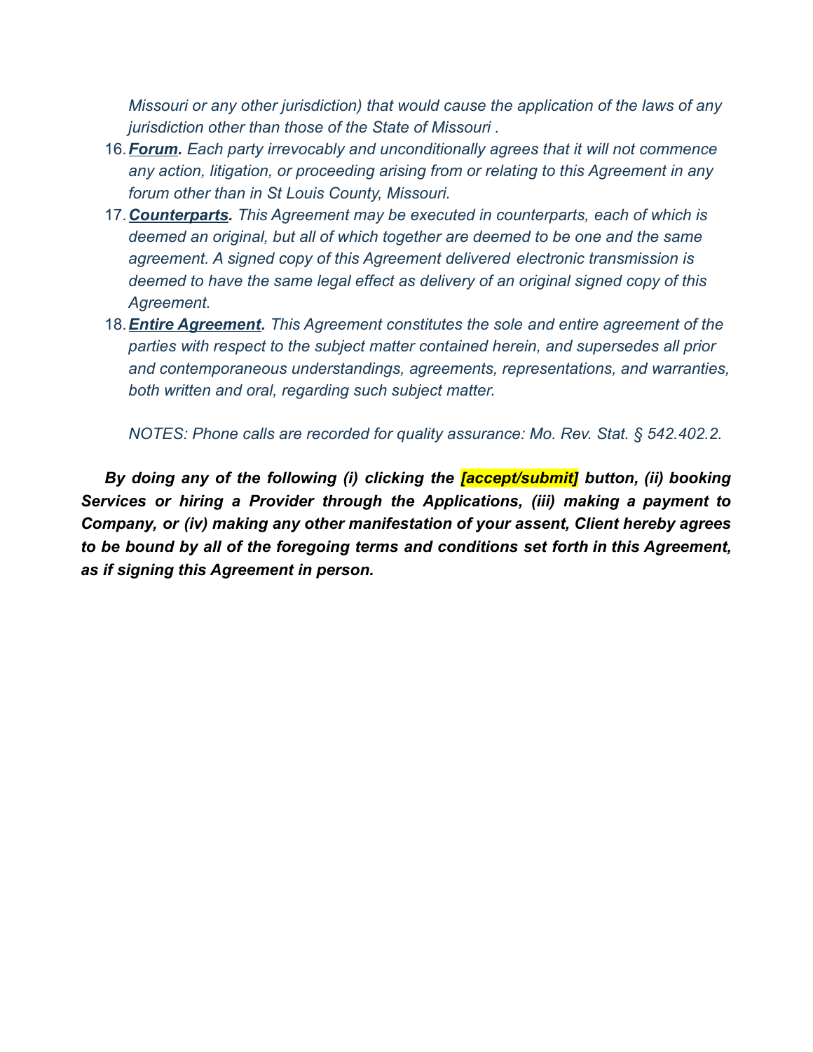*Missouri or any other jurisdiction) that would cause the application of the laws of any jurisdiction other than those of the State of Missouri .*

16. ***Forum.*** *Each party irrevocably and unconditionally agrees that it will not commence any action, litigation, or proceeding arising from or relating to this Agreement in any forum other than in St Louis County, Missouri.*
17. ***Counterparts.*** *This Agreement may be executed in counterparts, each of which is deemed an original, but all of which together are deemed to be one and the same agreement. A signed copy of this Agreement delivered electronic transmission is deemed to have the same legal effect as delivery of an original signed copy of this Agreement.*
18. ***Entire Agreement.*** *This Agreement constitutes the sole and entire agreement of the parties with respect to the subject matter contained herein, and supersedes all prior and contemporaneous understandings, agreements, representations, and warranties, both written and oral, regarding such subject matter.*

*NOTES: Phone calls are recorded for quality assurance: Mo. Rev. Stat. § 542.402.2.*

***By doing any of the following (i) clicking the [accept/submit] button, (ii) booking Services or hiring a Provider through the Applications, (iii) making a payment to Company, or (iv) making any other manifestation of your assent, Client hereby agrees to be bound by all of the foregoing terms and conditions set forth in this Agreement, as if signing this Agreement in person.***